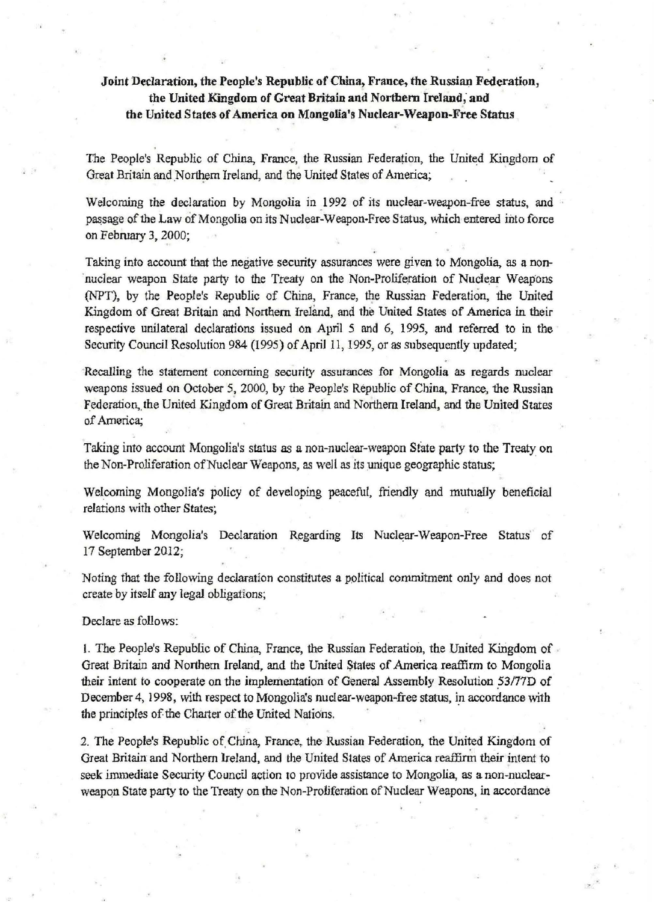**Joint Declaration, the People's Republic of China, France, the Russian Federation, the United Kingdom of Great Britain and Northern Ireland, and the United States of America on Mongolia's Nuclear-Weapon-Free Status**

The People's Republic of China, France, the Russian Federation, the United Kingdom of Great Britain and Northern Ireland, and the United States of America;

Welcoming the declaration by Mongolia in 1992 of its nuclear-weapon-free status, and passage of the Law of Mongolia on its Nuclear-Weapon-Free Status, which entered into force on February 3, 2000;

Taking into account that the negative security assurances were given to Mongolia, as a non-nuclear weapon State party to the Treaty on the Non-Proliferation of Nuclear Weapons (NPT), by the People's Republic of China, France, the Russian Federation, the United Kingdom of Great Britain and Northern Ireland, and the United States of America in their respective unilateral declarations issued on April 5 and 6, 1995, and referred to in the Security Council Resolution 984 (1995) of April 11, 1995, or as subsequently updated;

Recalling the statement concerning security assurances for Mongolia as regards nuclear weapons issued on October 5, 2000, by the People's Republic of China, France, the Russian Federation, the United Kingdom of Great Britain and Northern Ireland, and the United States of America;

Taking into account Mongolia's status as a non-nuclear-weapon State party to the Treaty on the Non-Proliferation of Nuclear Weapons, as well as its unique geographic status;

Welcoming Mongolia's policy of developing peaceful, friendly and mutually beneficial relations with other States;

Welcoming Mongolia's Declaration Regarding Its Nuclear-Weapon-Free Status of 17 September 2012;

Noting that the following declaration constitutes a political commitment only and does not create by itself any legal obligations;

Declare as follows:

1. The People's Republic of China, France, the Russian Federation, the United Kingdom of Great Britain and Northern Ireland, and the United States of America reaffirm to Mongolia their intent to cooperate on the implementation of General Assembly Resolution 53/77D of December 4, 1998, with respect to Mongolia's nuclear-weapon-free status, in accordance with the principles of the Charter of the United Nations.

2. The People's Republic of China, France, the Russian Federation, the United Kingdom of Great Britain and Northern Ireland, and the United States of America reaffirm their intent to seek immediate Security Council action to provide assistance to Mongolia, as a non-nuclear-weapon State party to the Treaty on the Non-Proliferation of Nuclear Weapons, in accordance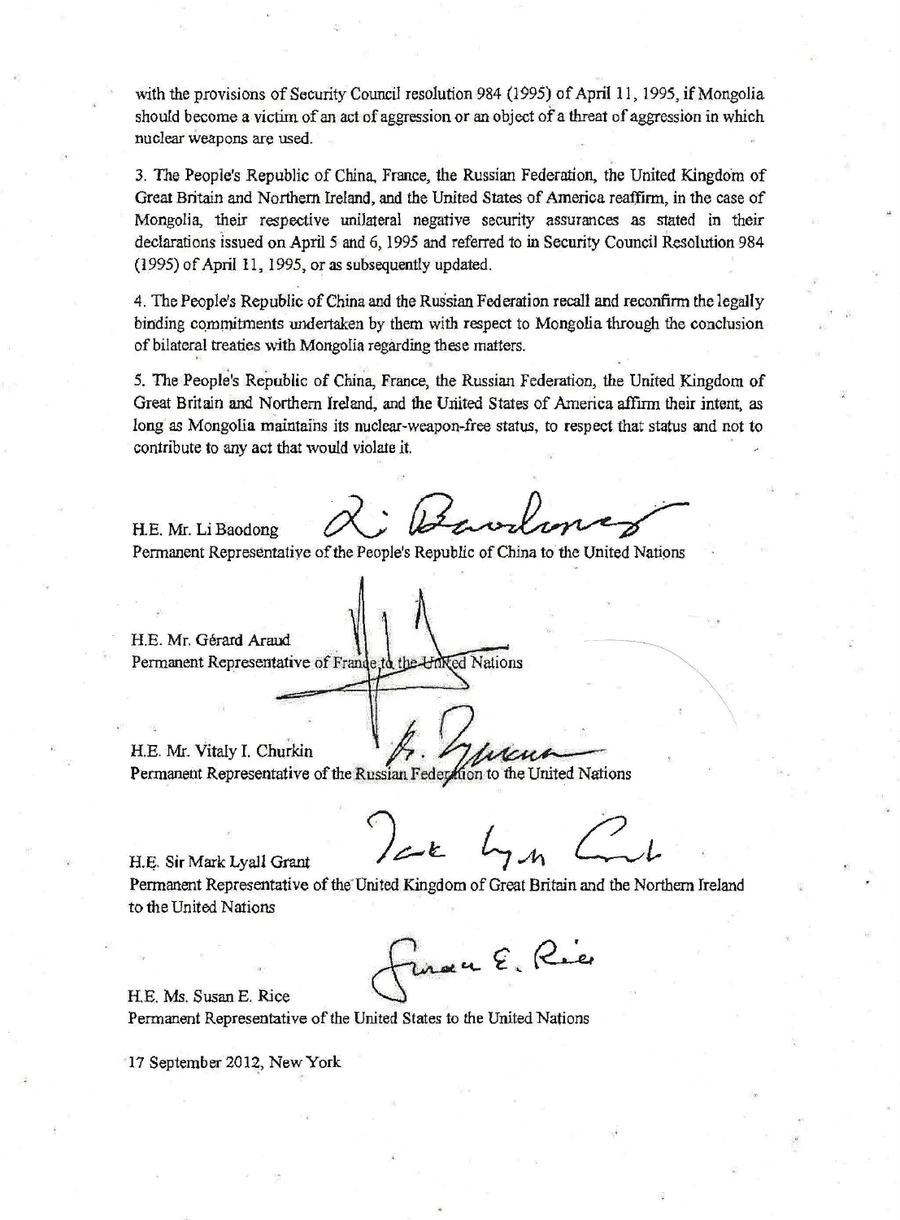with the provisions of Security Council resolution 984 (1995) of April 11, 1995, if Mongolia should become a victim of an act of aggression or an object of a threat of aggression in which nuclear weapons are used.

3. The People's Republic of China, France, the Russian Federation, the United Kingdom of Great Britain and Northern Ireland, and the United States of America reaffirm, in the case of Mongolia, their respective unilateral negative security assurances as stated in their declarations issued on April 5 and 6, 1995 and referred to in Security Council Resolution 984 (1995) of April 11, 1995, or as subsequently updated.

4. The People's Republic of China and the Russian Federation recall and reconfirm the legally binding commitments undertaken by them with respect to Mongolia through the conclusion of bilateral treaties with Mongolia regarding these matters.

5. The People's Republic of China, France, the Russian Federation, the United Kingdom of Great Britain and Northern Ireland, and the United States of America affirm their intent, as long as Mongolia maintains its nuclear-weapon-free status, to respect that status and not to contribute to any act that would violate it.

H.E. Mr. Li Baodong
Permanent Representative of the People's Republic of China to the United Nations

H.E. Mr. Gérard Araud
Permanent Representative of France to the United Nations

H.E. Mr. Vitaly I. Churkin
Permanent Representative of the Russian Federation to the United Nations

H.E. Sir Mark Lyall Grant
Permanent Representative of the United Kingdom of Great Britain and the Northern Ireland to the United Nations

H.E. Ms. Susan E. Rice
Permanent Representative of the United States to the United Nations

17 September 2012, New York